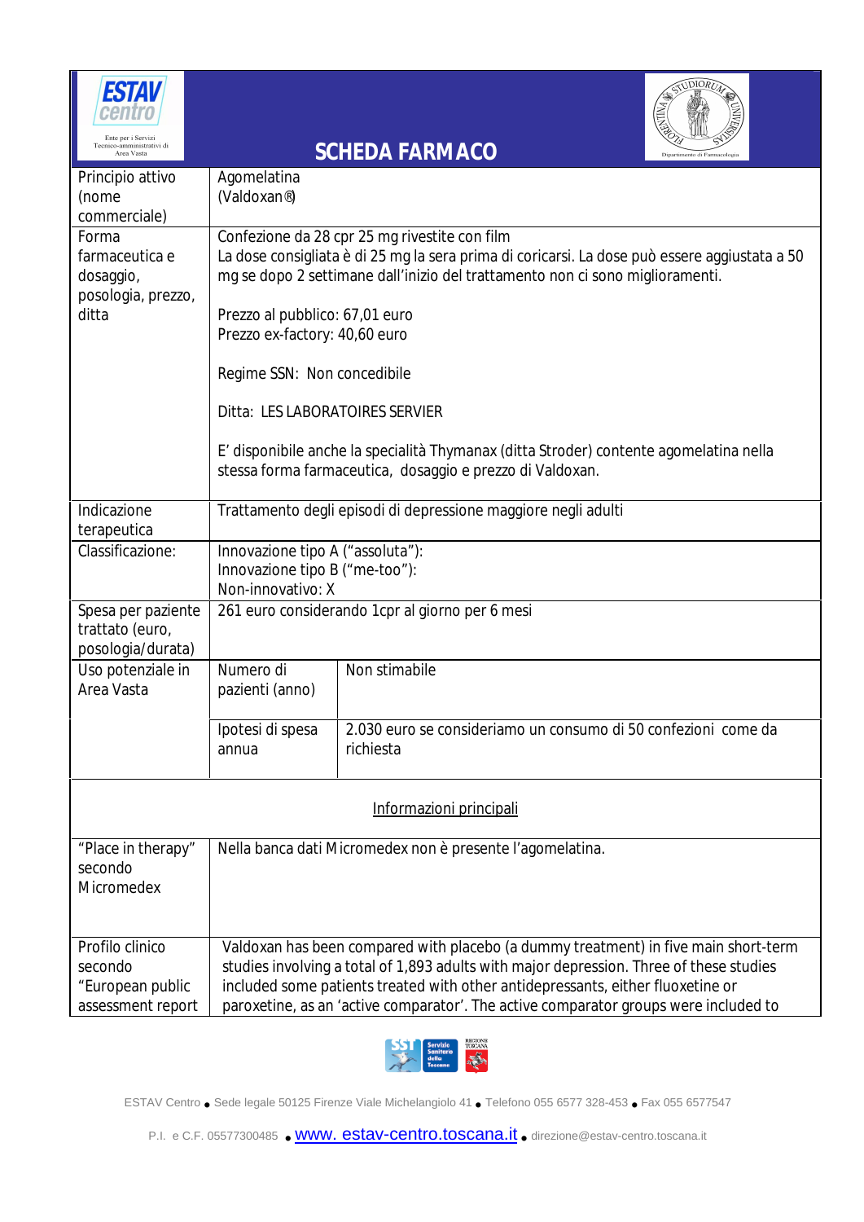# SCHEDA FARMACO

| Principio attivo (nome commerciale) | Agomelatina (Valdoxan®) | |
|---|---|---|
| Forma farmaceutica e dosaggio, posologia, prezzo, ditta | Confezione da 28 cpr 25 mg rivestite con film<br>La dose consigliata è di 25 mg la sera prima di coricarsi. La dose può essere aggiustata a 50 mg se dopo 2 settimane dall'inizio del trattamento non ci sono miglioramenti.<br><br>Prezzo al pubblico: 67,01 euro<br>Prezzo ex-factory: 40,60 euro<br><br>Regime SSN: Non concedibile<br><br>Ditta: LES LABORATOIRES SERVIER<br><br>E' disponibile anche la specialità Thymanax (ditta Stroder) contente agomelatina nella stessa forma farmaceutica, dosaggio e prezzo di Valdoxan. | |
| Indicazione terapeutica | Trattamento degli episodi di depressione maggiore negli adulti | |
| Classificazione: | Innovazione tipo A ("assoluta"):<br>Innovazione tipo B ("me-too"):<br>Non-innovativo: X | |
| Spesa per paziente trattato (euro, posologia/durata) | 261 euro considerando 1cpr al giorno per 6 mesi | |
| Uso potenziale in Area Vasta | Numero di pazienti (anno) | Non stimabile |
| | Ipotesi di spesa annua | 2.030 euro se consideriamo un consumo di 50 confezioni come da richiesta |

## Informazioni principali

| "Place in therapy" secondo Micromedex | Nella banca dati Micromedex non è presente l'agomelatina. |
|---|---|
| Profilo clinico secondo "European public assessment report | Valdoxan has been compared with placebo (a dummy treatment) in five main short-term studies involving a total of 1,893 adults with major depression. Three of these studies included some patients treated with other antidepressants, either fluoxetine or paroxetine, as an 'active comparator'. The active comparator groups were included to |

ESTAV Centro • Sede legale 50125 Firenze Viale Michelangiolo 41 • Telefono 055 6577 328-453 • Fax 055 6577547

P.I. e C.F. 05577300485 • www. estav-centro.toscana.it • direzione@estav-centro.toscana.it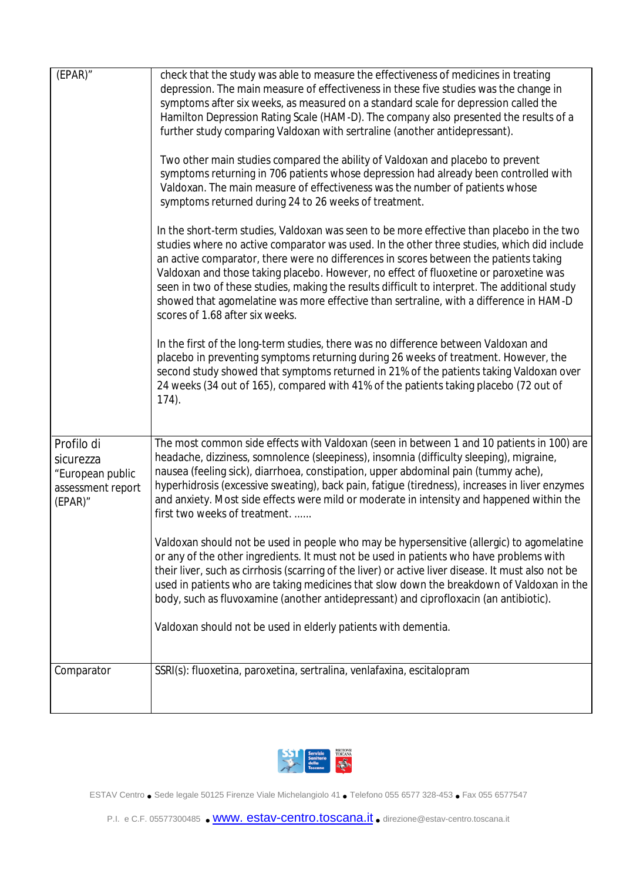| (EPAR)" | check that the study was able to measure the effectiveness of medicines in treating depression. The main measure of effectiveness in these five studies was the change in symptoms after six weeks, as measured on a standard scale for depression called the Hamilton Depression Rating Scale (HAM-D). The company also presented the results of a further study comparing Valdoxan with sertraline (another antidepressant).<br><br>Two other main studies compared the ability of Valdoxan and placebo to prevent symptoms returning in 706 patients whose depression had already been controlled with Valdoxan. The main measure of effectiveness was the number of patients whose symptoms returned during 24 to 26 weeks of treatment.<br><br>In the short-term studies, Valdoxan was seen to be more effective than placebo in the two studies where no active comparator was used. In the other three studies, which did include an active comparator, there were no differences in scores between the patients taking Valdoxan and those taking placebo. However, no effect of fluoxetine or paroxetine was seen in two of these studies, making the results difficult to interpret. The additional study showed that agomelatine was more effective than sertraline, with a difference in HAM-D scores of 1.68 after six weeks.<br><br>In the first of the long-term studies, there was no difference between Valdoxan and placebo in preventing symptoms returning during 26 weeks of treatment. However, the second study showed that symptoms returned in 21% of the patients taking Valdoxan over 24 weeks (34 out of 165), compared with 41% of the patients taking placebo (72 out of 174). |
|---|---|
| Profilo di sicurezza "European public assessment report (EPAR)" | The most common side effects with Valdoxan (seen in between 1 and 10 patients in 100) are headache, dizziness, somnolence (sleepiness), insomnia (difficulty sleeping), migraine, nausea (feeling sick), diarrhoea, constipation, upper abdominal pain (tummy ache), hyperhidrosis (excessive sweating), back pain, fatigue (tiredness), increases in liver enzymes and anxiety. Most side effects were mild or moderate in intensity and happened within the first two weeks of treatment. ......<br><br>Valdoxan should not be used in people who may be hypersensitive (allergic) to agomelatine or any of the other ingredients. It must not be used in patients who have problems with their liver, such as cirrhosis (scarring of the liver) or active liver disease. It must also not be used in patients who are taking medicines that slow down the breakdown of Valdoxan in the body, such as fluvoxamine (another antidepressant) and ciprofloxacin (an antibiotic).<br><br>Valdoxan should not be used in elderly patients with dementia. |
| Comparator | SSRI(s): fluoxetina, paroxetina, sertralina, venlafaxina, escitalopram |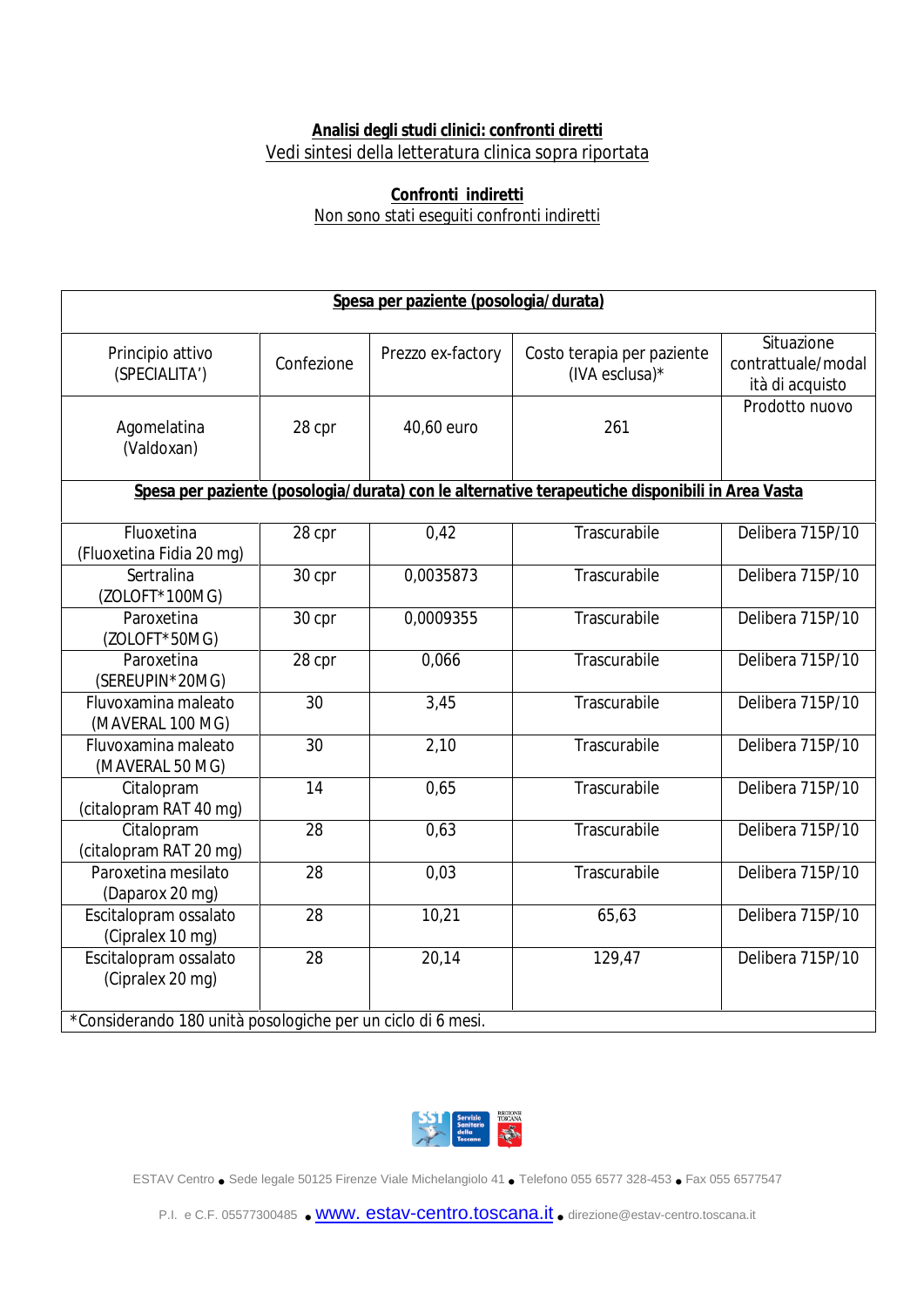**Analisi degli studi clinici: confronti diretti**

Vedi sintesi della letteratura clinica sopra riportata

**Confronti indiretti**

Non sono stati eseguiti confronti indiretti

| **Spesa per paziente (posologia/durata)** | | | | |
|---|---|---|---|---|
| Principio attivo (SPECIALITA') | Confezione | Prezzo ex-factory | Costo terapia per paziente (IVA esclusa)* | Situazione contrattuale/modalità di acquisto |
| Agomelatina (Valdoxan) | 28 cpr | 40,60 euro | 261 | Prodotto nuovo |
| **Spesa per paziente (posologia/durata) con le alternative terapeutiche disponibili in Area Vasta** | | | | |
| Fluoxetina (Fluoxetina Fidia 20 mg) | 28 cpr | 0,42 | Trascurabile | Delibera 715P/10 |
| Sertralina (ZOLOFT*100MG) | 30 cpr | 0,0035873 | Trascurabile | Delibera 715P/10 |
| Paroxetina (ZOLOFT*50MG) | 30 cpr | 0,0009355 | Trascurabile | Delibera 715P/10 |
| Paroxetina (SEREUPIN*20MG) | 28 cpr | 0,066 | Trascurabile | Delibera 715P/10 |
| Fluvoxamina maleato (MAVERAL 100 MG) | 30 | 3,45 | Trascurabile | Delibera 715P/10 |
| Fluvoxamina maleato (MAVERAL 50 MG) | 30 | 2,10 | Trascurabile | Delibera 715P/10 |
| Citalopram (citalopram RAT 40 mg) | 14 | 0,65 | Trascurabile | Delibera 715P/10 |
| Citalopram (citalopram RAT 20 mg) | 28 | 0,63 | Trascurabile | Delibera 715P/10 |
| Paroxetina mesilato (Daparox 20 mg) | 28 | 0,03 | Trascurabile | Delibera 715P/10 |
| Escitalopram ossalato (Cipralex 10 mg) | 28 | 10,21 | 65,63 | Delibera 715P/10 |
| Escitalopram ossalato (Cipralex 20 mg) | 28 | 20,14 | 129,47 | Delibera 715P/10 |

*Considerando 180 unità posologiche per un ciclo di 6 mesi.

ESTAV Centro ● Sede legale 50125 Firenze Viale Michelangiolo 41 ● Telefono 055 6577 328-453 ● Fax 055 6577547

P.I. e C.F. 05577300485 ● www. estav-centro.toscana.it ● direzione@estav-centro.toscana.it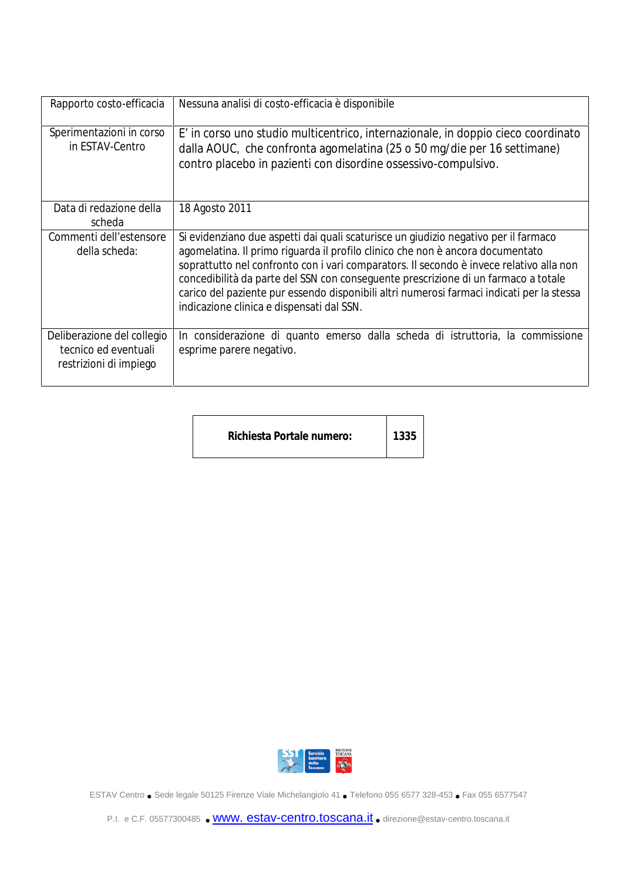| | |
|---|---|
| Rapporto costo-efficacia | Nessuna analisi di costo-efficacia è disponibile |
| Sperimentazioni in corso in ESTAV-Centro | E' in corso uno studio multicentrico, internazionale, in doppio cieco coordinato dalla AOUC, che confronta agomelatina (25 o 50 mg/die per 16 settimane) contro placebo in pazienti con disordine ossessivo-compulsivo. |
| Data di redazione della scheda | 18 Agosto 2011 |
| Commenti dell'estensore della scheda: | Si evidenziano due aspetti dai quali scaturisce un giudizio negativo per il farmaco agomelatina. Il primo riguarda il profilo clinico che non è ancora documentato soprattutto nel confronto con i vari comparators. Il secondo è invece relativo alla non concedibilità da parte del SSN con conseguente prescrizione di un farmaco a totale carico del paziente pur essendo disponibili altri numerosi farmaci indicati per la stessa indicazione clinica e dispensati dal SSN. |
| Deliberazione del collegio tecnico ed eventuali restrizioni di impiego | In considerazione di quanto emerso dalla scheda di istruttoria, la commissione esprime parere negativo. |

| | |
|---|---|
| **Richiesta Portale numero:** | **1335** |

ESTAV Centro • Sede legale 50125 Firenze Viale Michelangiolo 41 • Telefono 055 6577 328-453 • Fax 055 6577547

P.I. e C.F. 05577300485 • www. estav-centro.toscana.it • direzione@estav-centro.toscana.it